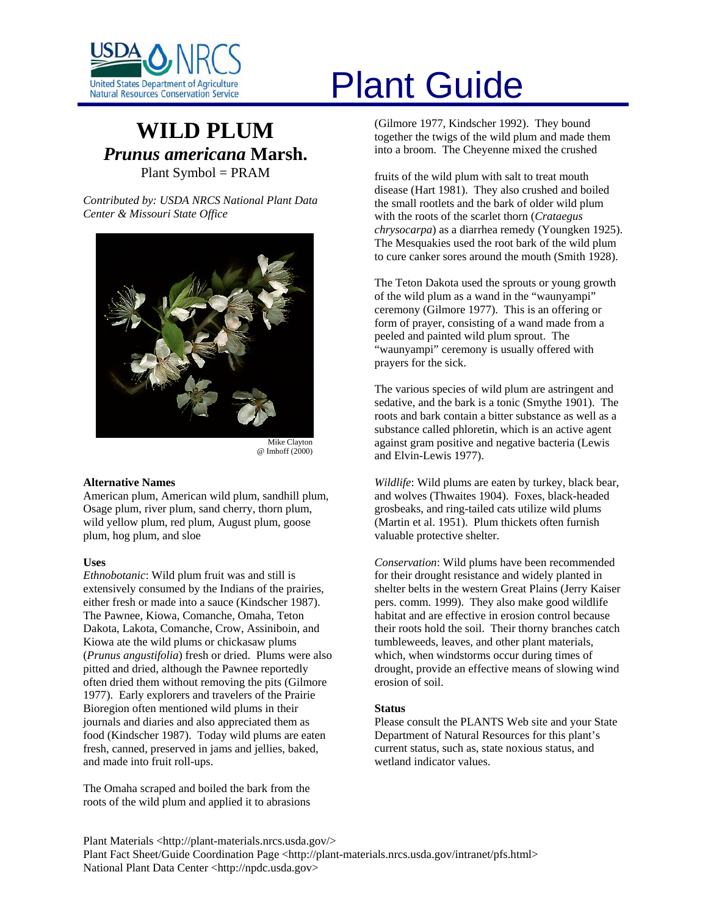# Plant Guide

## WILD PLUM
## *Prunus americana* Marsh.

Plant Symbol = PRAM

*Contributed by: USDA NRCS National Plant Data Center & Missouri State Office*

Mike Clayton
@ Imhoff (2000)

### Alternative Names

American plum, American wild plum, sandhill plum, Osage plum, river plum, sand cherry, thorn plum, wild yellow plum, red plum, August plum, goose plum, hog plum, and sloe

### Uses

*Ethnobotanic*: Wild plum fruit was and still is extensively consumed by the Indians of the prairies, either fresh or made into a sauce (Kindscher 1987). The Pawnee, Kiowa, Comanche, Omaha, Teton Dakota, Lakota, Comanche, Crow, Assiniboin, and Kiowa ate the wild plums or chickasaw plums (*Prunus angustifolia*) fresh or dried. Plums were also pitted and dried, although the Pawnee reportedly often dried them without removing the pits (Gilmore 1977). Early explorers and travelers of the Prairie Bioregion often mentioned wild plums in their journals and diaries and also appreciated them as food (Kindscher 1987). Today wild plums are eaten fresh, canned, preserved in jams and jellies, baked, and made into fruit roll-ups.

The Omaha scraped and boiled the bark from the roots of the wild plum and applied it to abrasions (Gilmore 1977, Kindscher 1992). They bound together the twigs of the wild plum and made them into a broom. The Cheyenne mixed the crushed fruits of the wild plum with salt to treat mouth disease (Hart 1981). They also crushed and boiled the small rootlets and the bark of older wild plum with the roots of the scarlet thorn (*Crataegus chrysocarpa*) as a diarrhea remedy (Youngken 1925). The Mesquakies used the root bark of the wild plum to cure canker sores around the mouth (Smith 1928).

The Teton Dakota used the sprouts or young growth of the wild plum as a wand in the "waunyampi" ceremony (Gilmore 1977). This is an offering or form of prayer, consisting of a wand made from a peeled and painted wild plum sprout. The "waunyampi" ceremony is usually offered with prayers for the sick.

The various species of wild plum are astringent and sedative, and the bark is a tonic (Smythe 1901). The roots and bark contain a bitter substance as well as a substance called phloretin, which is an active agent against gram positive and negative bacteria (Lewis and Elvin-Lewis 1977).

*Wildlife*: Wild plums are eaten by turkey, black bear, and wolves (Thwaites 1904). Foxes, black-headed grosbeaks, and ring-tailed cats utilize wild plums (Martin et al. 1951). Plum thickets often furnish valuable protective shelter.

*Conservation*: Wild plums have been recommended for their drought resistance and widely planted in shelter belts in the western Great Plains (Jerry Kaiser pers. comm. 1999). They also make good wildlife habitat and are effective in erosion control because their roots hold the soil. Their thorny branches catch tumbleweeds, leaves, and other plant materials, which, when windstorms occur during times of drought, provide an effective means of slowing wind erosion of soil.

### Status

Please consult the PLANTS Web site and your State Department of Natural Resources for this plant's current status, such as, state noxious status, and wetland indicator values.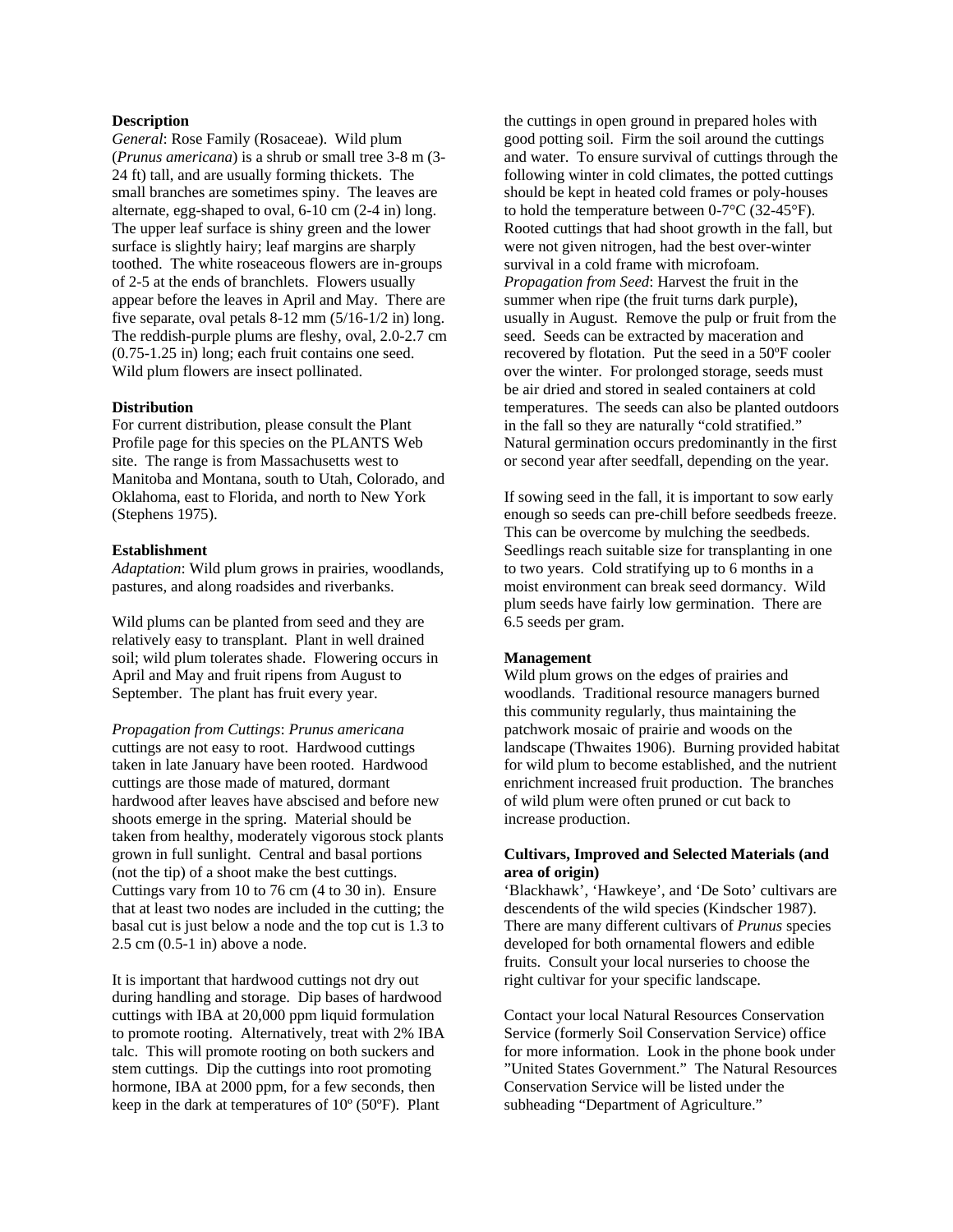## Description

*General*: Rose Family (Rosaceae). Wild plum (*Prunus americana*) is a shrub or small tree 3-8 m (3-24 ft) tall, and are usually forming thickets. The small branches are sometimes spiny. The leaves are alternate, egg-shaped to oval, 6-10 cm (2-4 in) long. The upper leaf surface is shiny green and the lower surface is slightly hairy; leaf margins are sharply toothed. The white roseaceous flowers are in-groups of 2-5 at the ends of branchlets. Flowers usually appear before the leaves in April and May. There are five separate, oval petals 8-12 mm (5/16-1/2 in) long. The reddish-purple plums are fleshy, oval, 2.0-2.7 cm (0.75-1.25 in) long; each fruit contains one seed. Wild plum flowers are insect pollinated.

## Distribution

For current distribution, please consult the Plant Profile page for this species on the PLANTS Web site. The range is from Massachusetts west to Manitoba and Montana, south to Utah, Colorado, and Oklahoma, east to Florida, and north to New York (Stephens 1975).

## Establishment

*Adaptation*: Wild plum grows in prairies, woodlands, pastures, and along roadsides and riverbanks.

Wild plums can be planted from seed and they are relatively easy to transplant. Plant in well drained soil; wild plum tolerates shade. Flowering occurs in April and May and fruit ripens from August to September. The plant has fruit every year.

*Propagation from Cuttings*: *Prunus americana* cuttings are not easy to root. Hardwood cuttings taken in late January have been rooted. Hardwood cuttings are those made of matured, dormant hardwood after leaves have abscised and before new shoots emerge in the spring. Material should be taken from healthy, moderately vigorous stock plants grown in full sunlight. Central and basal portions (not the tip) of a shoot make the best cuttings. Cuttings vary from 10 to 76 cm (4 to 30 in). Ensure that at least two nodes are included in the cutting; the basal cut is just below a node and the top cut is 1.3 to 2.5 cm (0.5-1 in) above a node.

It is important that hardwood cuttings not dry out during handling and storage. Dip bases of hardwood cuttings with IBA at 20,000 ppm liquid formulation to promote rooting. Alternatively, treat with 2% IBA talc. This will promote rooting on both suckers and stem cuttings. Dip the cuttings into root promoting hormone, IBA at 2000 ppm, for a few seconds, then keep in the dark at temperatures of 10º (50ºF). Plant the cuttings in open ground in prepared holes with good potting soil. Firm the soil around the cuttings and water. To ensure survival of cuttings through the following winter in cold climates, the potted cuttings should be kept in heated cold frames or poly-houses to hold the temperature between 0-7°C (32-45°F). Rooted cuttings that had shoot growth in the fall, but were not given nitrogen, had the best over-winter survival in a cold frame with microfoam.

*Propagation from Seed*: Harvest the fruit in the summer when ripe (the fruit turns dark purple), usually in August. Remove the pulp or fruit from the seed. Seeds can be extracted by maceration and recovered by flotation. Put the seed in a 50ºF cooler over the winter. For prolonged storage, seeds must be air dried and stored in sealed containers at cold temperatures. The seeds can also be planted outdoors in the fall so they are naturally "cold stratified." Natural germination occurs predominantly in the first or second year after seedfall, depending on the year.

If sowing seed in the fall, it is important to sow early enough so seeds can pre-chill before seedbeds freeze. This can be overcome by mulching the seedbeds. Seedlings reach suitable size for transplanting in one to two years. Cold stratifying up to 6 months in a moist environment can break seed dormancy. Wild plum seeds have fairly low germination. There are 6.5 seeds per gram.

## Management

Wild plum grows on the edges of prairies and woodlands. Traditional resource managers burned this community regularly, thus maintaining the patchwork mosaic of prairie and woods on the landscape (Thwaites 1906). Burning provided habitat for wild plum to become established, and the nutrient enrichment increased fruit production. The branches of wild plum were often pruned or cut back to increase production.

## Cultivars, Improved and Selected Materials (and area of origin)

'Blackhawk', 'Hawkeye', and 'De Soto' cultivars are descendents of the wild species (Kindscher 1987). There are many different cultivars of *Prunus* species developed for both ornamental flowers and edible fruits. Consult your local nurseries to choose the right cultivar for your specific landscape.

Contact your local Natural Resources Conservation Service (formerly Soil Conservation Service) office for more information. Look in the phone book under "United States Government." The Natural Resources Conservation Service will be listed under the subheading "Department of Agriculture."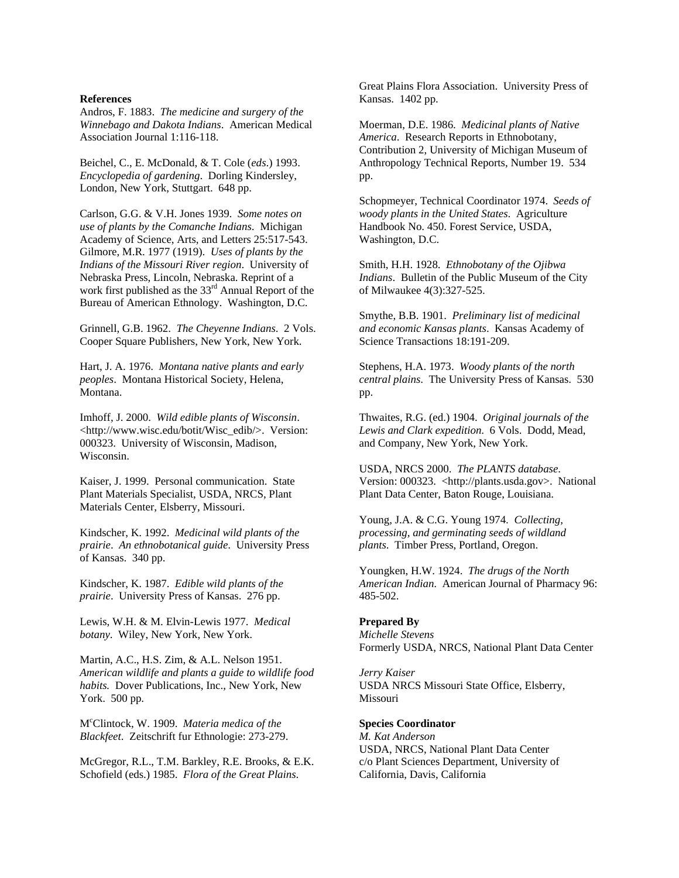**References**

Andros, F. 1883. *The medicine and surgery of the Winnebago and Dakota Indians*. American Medical Association Journal 1:116-118.

Beichel, C., E. McDonald, & T. Cole (*eds*.) 1993. *Encyclopedia of gardening*. Dorling Kindersley, London, New York, Stuttgart. 648 pp.

Carlson, G.G. & V.H. Jones 1939. *Some notes on use of plants by the Comanche Indians*. Michigan Academy of Science, Arts, and Letters 25:517-543.

Gilmore, M.R. 1977 (1919). *Uses of plants by the Indians of the Missouri River region*. University of Nebraska Press, Lincoln, Nebraska. Reprint of a work first published as the 33rd Annual Report of the Bureau of American Ethnology. Washington, D.C.

Grinnell, G.B. 1962. *The Cheyenne Indians*. 2 Vols. Cooper Square Publishers, New York, New York.

Hart, J. A. 1976. *Montana native plants and early peoples*. Montana Historical Society, Helena, Montana.

Imhoff, J. 2000. *Wild edible plants of Wisconsin*. <http://www.wisc.edu/botit/Wisc_edib/>. Version: 000323. University of Wisconsin, Madison, Wisconsin.

Kaiser, J. 1999. Personal communication. State Plant Materials Specialist, USDA, NRCS, Plant Materials Center, Elsberry, Missouri.

Kindscher, K. 1992. *Medicinal wild plants of the prairie. An ethnobotanical guide*. University Press of Kansas. 340 pp.

Kindscher, K. 1987. *Edible wild plants of the prairie*. University Press of Kansas. 276 pp.

Lewis, W.H. & M. Elvin-Lewis 1977. *Medical botany*. Wiley, New York, New York.

Martin, A.C., H.S. Zim, & A.L. Nelson 1951. *American wildlife and plants a guide to wildlife food habits.* Dover Publications, Inc., New York, New York. 500 pp.

McClintock, W. 1909. *Materia medica of the Blackfeet*. Zeitschrift fur Ethnologie: 273-279.

McGregor, R.L., T.M. Barkley, R.E. Brooks, & E.K. Schofield (eds.) 1985. *Flora of the Great Plains*. Great Plains Flora Association. University Press of Kansas. 1402 pp.

Moerman, D.E. 1986. *Medicinal plants of Native America*. Research Reports in Ethnobotany, Contribution 2, University of Michigan Museum of Anthropology Technical Reports, Number 19. 534 pp.

Schopmeyer, Technical Coordinator 1974. *Seeds of woody plants in the United States*. Agriculture Handbook No. 450. Forest Service, USDA, Washington, D.C.

Smith, H.H. 1928. *Ethnobotany of the Ojibwa Indians*. Bulletin of the Public Museum of the City of Milwaukee 4(3):327-525.

Smythe, B.B. 1901. *Preliminary list of medicinal and economic Kansas plants*. Kansas Academy of Science Transactions 18:191-209.

Stephens, H.A. 1973. *Woody plants of the north central plains*. The University Press of Kansas. 530 pp.

Thwaites, R.G. (ed.) 1904. *Original journals of the Lewis and Clark expedition*. 6 Vols. Dodd, Mead, and Company, New York, New York.

USDA, NRCS 2000. *The PLANTS database*. Version: 000323. <http://plants.usda.gov>. National Plant Data Center, Baton Rouge, Louisiana.

Young, J.A. & C.G. Young 1974. *Collecting, processing, and germinating seeds of wildland plants*. Timber Press, Portland, Oregon.

Youngken, H.W. 1924. *The drugs of the North American Indian*. American Journal of Pharmacy 96: 485-502.

**Prepared By**

*Michelle Stevens*
Formerly USDA, NRCS, National Plant Data Center

*Jerry Kaiser*
USDA NRCS Missouri State Office, Elsberry, Missouri

**Species Coordinator**

*M. Kat Anderson*
USDA, NRCS, National Plant Data Center
c/o Plant Sciences Department, University of California, Davis, California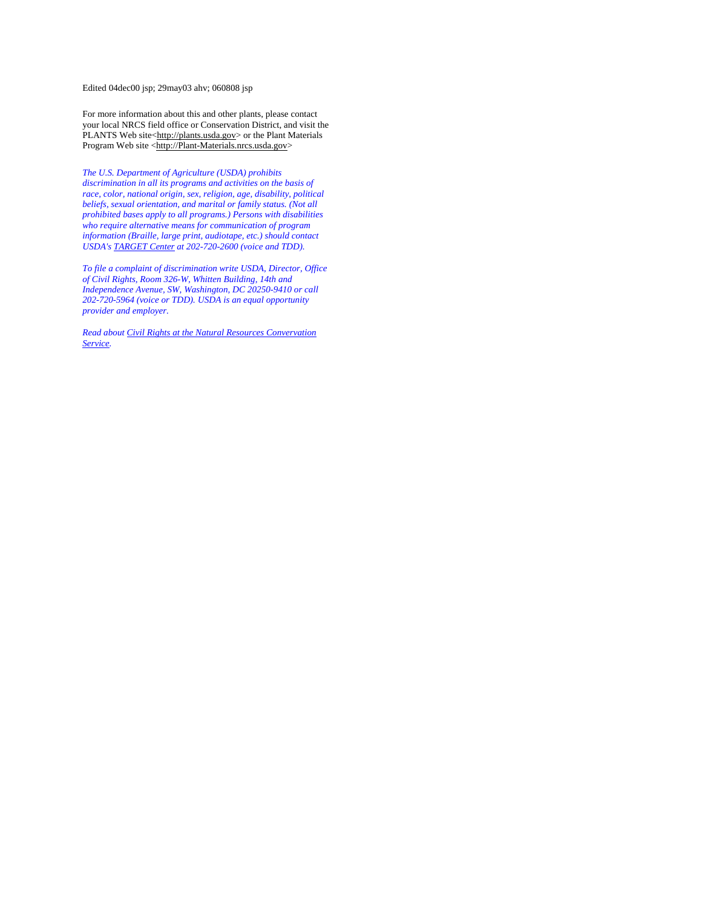Edited 04dec00 jsp; 29may03 ahv; 060808 jsp

For more information about this and other plants, please contact your local NRCS field office or Conservation District, and visit the PLANTS Web site<http://plants.usda.gov> or the Plant Materials Program Web site <http://Plant-Materials.nrcs.usda.gov>

*The U.S. Department of Agriculture (USDA) prohibits discrimination in all its programs and activities on the basis of race, color, national origin, sex, religion, age, disability, political beliefs, sexual orientation, and marital or family status. (Not all prohibited bases apply to all programs.) Persons with disabilities who require alternative means for communication of program information (Braille, large print, audiotape, etc.) should contact USDA's TARGET Center at 202-720-2600 (voice and TDD).*

*To file a complaint of discrimination write USDA, Director, Office of Civil Rights, Room 326-W, Whitten Building, 14th and Independence Avenue, SW, Washington, DC 20250-9410 or call 202-720-5964 (voice or TDD). USDA is an equal opportunity provider and employer.*

*Read about Civil Rights at the Natural Resources Convervation Service.*